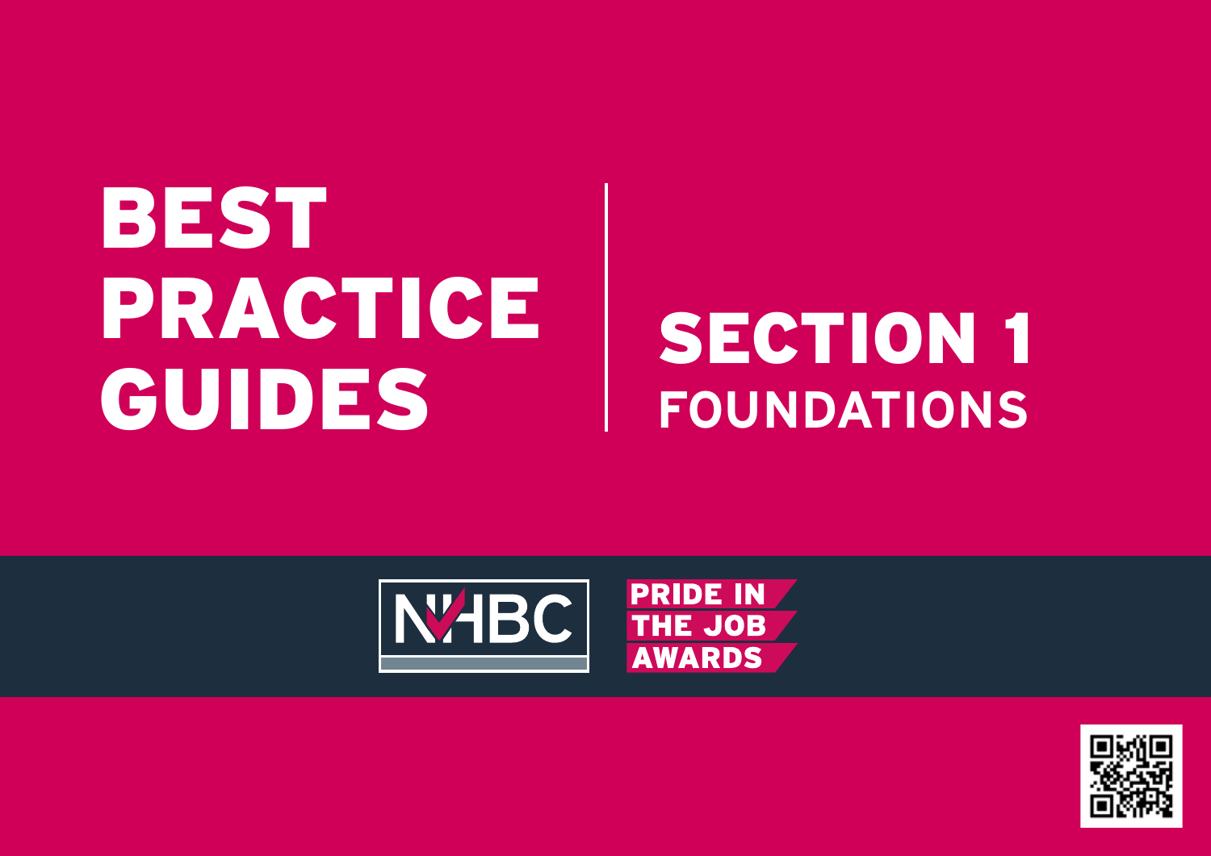# BEST PRACTICE GUIDES

# SECTION 1
## FOUNDATIONS

NHBC

PRIDE IN THE JOB AWARDS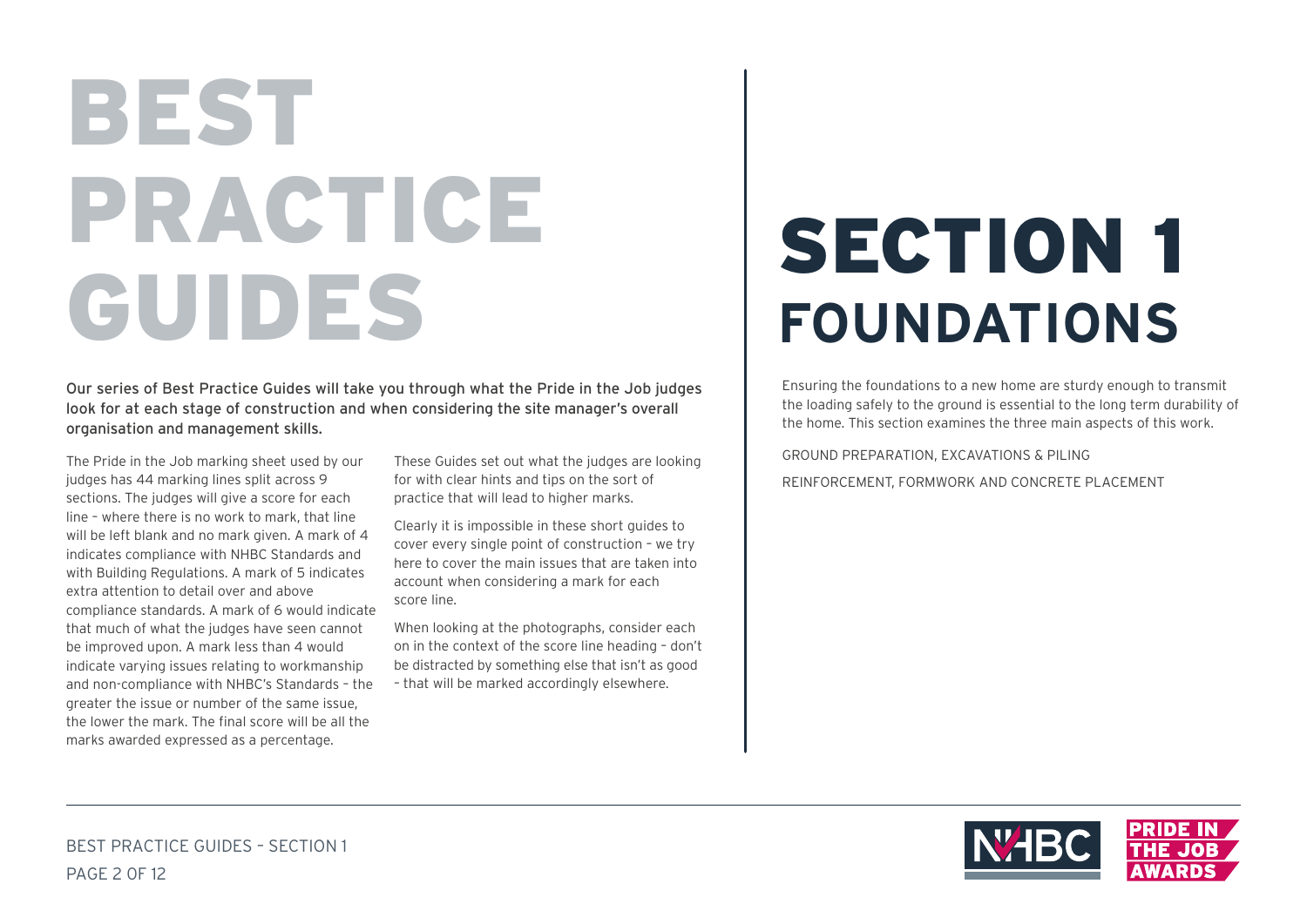# BEST PRACTICE GUIDES

**Our series of Best Practice Guides will take you through what the Pride in the Job judges look for at each stage of construction and when considering the site manager's overall organisation and management skills.**

The Pride in the Job marking sheet used by our judges has 44 marking lines split across 9 sections. The judges will give a score for each line – where there is no work to mark, that line will be left blank and no mark given. A mark of 4 indicates compliance with NHBC Standards and with Building Regulations. A mark of 5 indicates extra attention to detail over and above compliance standards. A mark of 6 would indicate that much of what the judges have seen cannot be improved upon. A mark less than 4 would indicate varying issues relating to workmanship and non-compliance with NHBC's Standards – the greater the issue or number of the same issue, the lower the mark. The final score will be all the marks awarded expressed as a percentage.

These Guides set out what the judges are looking for with clear hints and tips on the sort of practice that will lead to higher marks.

Clearly it is impossible in these short guides to cover every single point of construction – we try here to cover the main issues that are taken into account when considering a mark for each score line.

When looking at the photographs, consider each on in the context of the score line heading – don't be distracted by something else that isn't as good – that will be marked accordingly elsewhere.

# SECTION 1
## FOUNDATIONS

Ensuring the foundations to a new home are sturdy enough to transmit the loading safely to the ground is essential to the long term durability of the home. This section examines the three main aspects of this work.

GROUND PREPARATION, EXCAVATIONS & PILING

REINFORCEMENT, FORMWORK AND CONCRETE PLACEMENT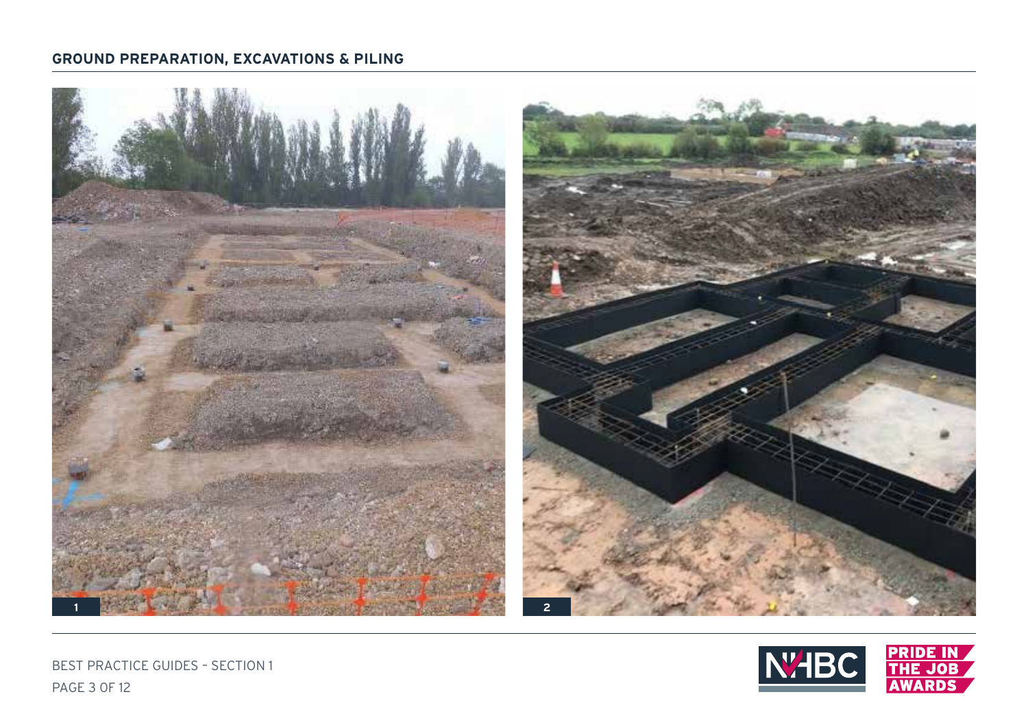## GROUND PREPARATION, EXCAVATIONS & PILING

1

2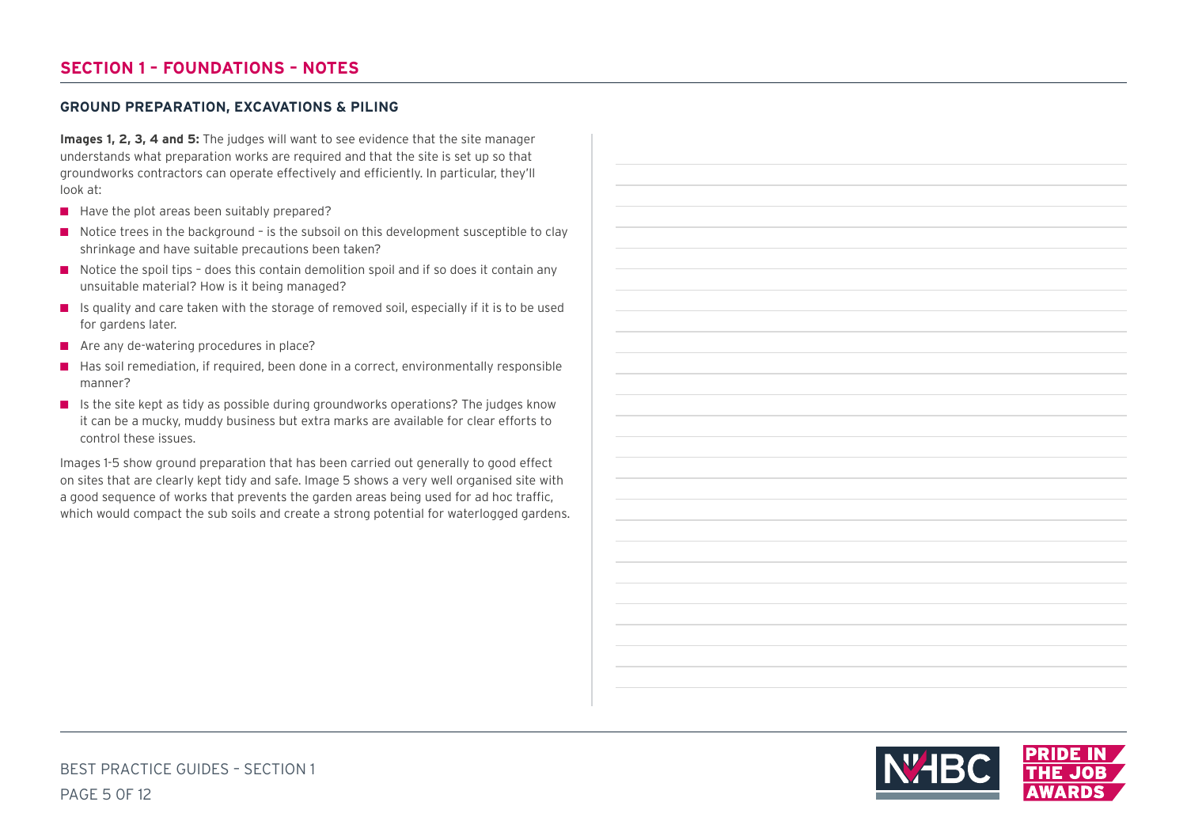## SECTION 1 – FOUNDATIONS – NOTES

### GROUND PREPARATION, EXCAVATIONS & PILING

**Images 1, 2, 3, 4 and 5:** The judges will want to see evidence that the site manager understands what preparation works are required and that the site is set up so that groundworks contractors can operate effectively and efficiently. In particular, they'll look at:

- Have the plot areas been suitably prepared?
- Notice trees in the background – is the subsoil on this development susceptible to clay shrinkage and have suitable precautions been taken?
- Notice the spoil tips – does this contain demolition spoil and if so does it contain any unsuitable material? How is it being managed?
- Is quality and care taken with the storage of removed soil, especially if it is to be used for gardens later.
- Are any de-watering procedures in place?
- Has soil remediation, if required, been done in a correct, environmentally responsible manner?
- Is the site kept as tidy as possible during groundworks operations? The judges know it can be a mucky, muddy business but extra marks are available for clear efforts to control these issues.

Images 1-5 show ground preparation that has been carried out generally to good effect on sites that are clearly kept tidy and safe. Image 5 shows a very well organised site with a good sequence of works that prevents the garden areas being used for ad hoc traffic, which would compact the sub soils and create a strong potential for waterlogged gardens.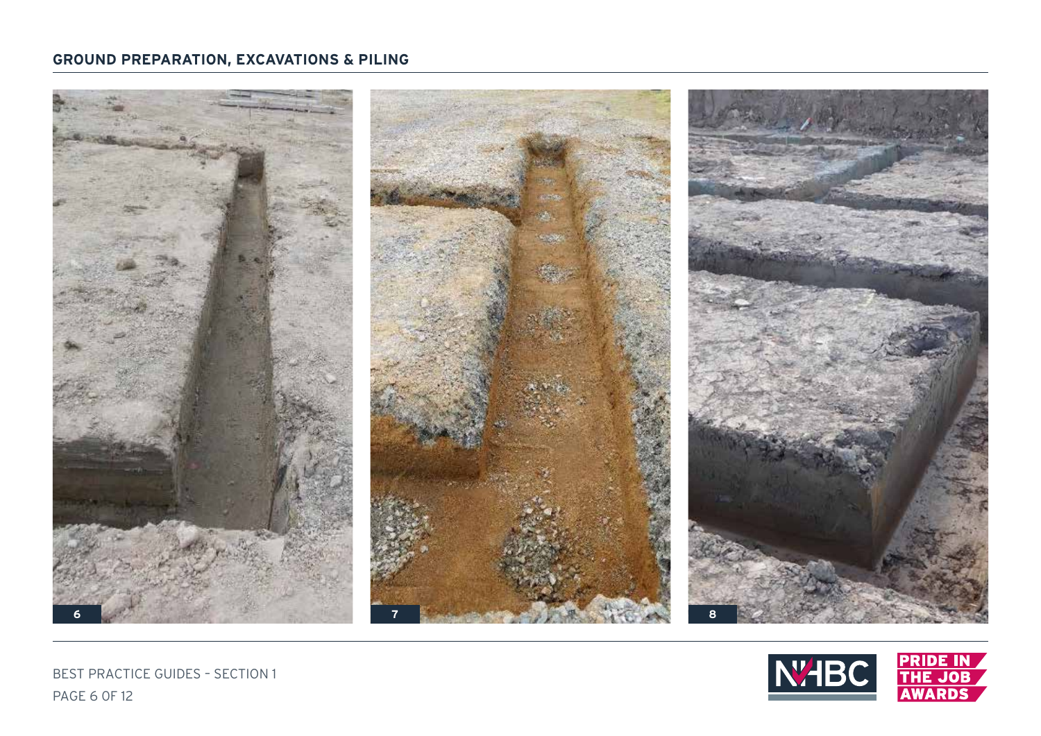## GROUND PREPARATION, EXCAVATIONS & PILING

6

7

8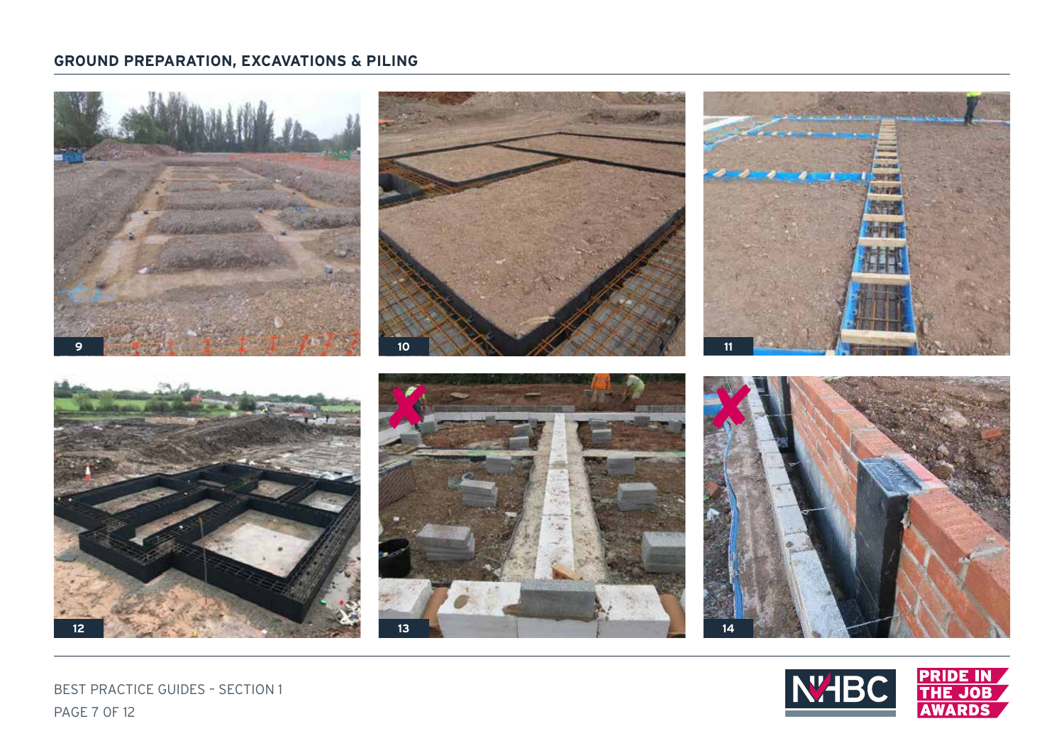## GROUND PREPARATION, EXCAVATIONS & PILING

9

10

11

12

13

14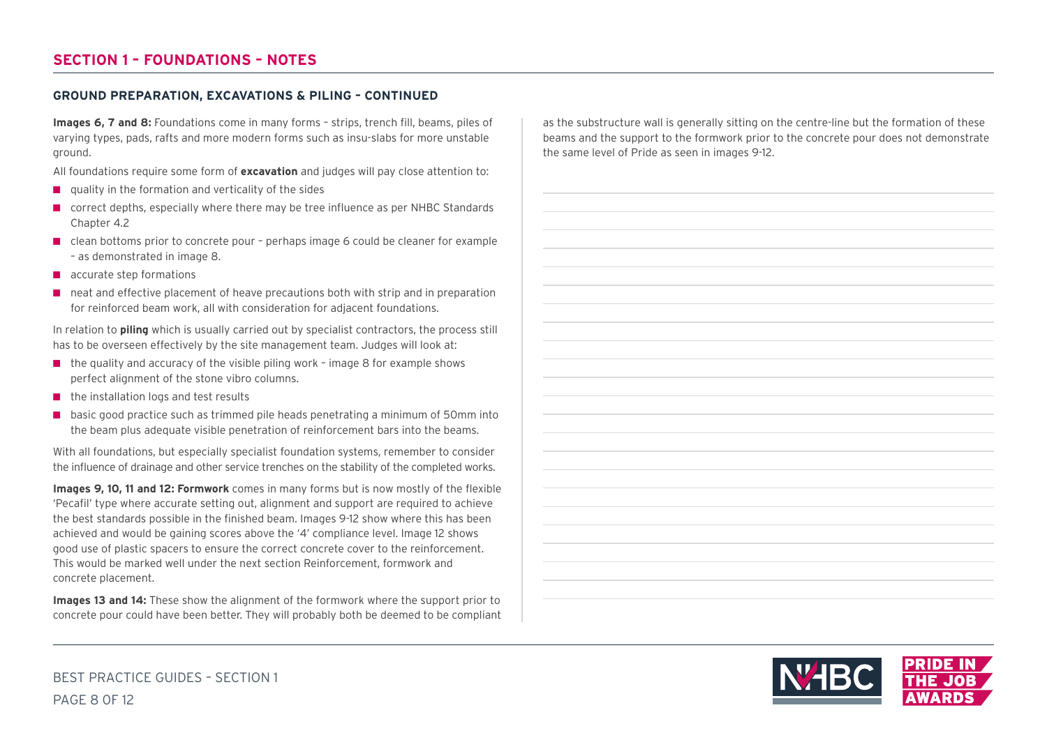## SECTION 1 – FOUNDATIONS – NOTES

### GROUND PREPARATION, EXCAVATIONS & PILING – CONTINUED

**Images 6, 7 and 8:** Foundations come in many forms – strips, trench fill, beams, piles of varying types, pads, rafts and more modern forms such as insu-slabs for more unstable ground.

All foundations require some form of **excavation** and judges will pay close attention to:

- quality in the formation and verticality of the sides
- correct depths, especially where there may be tree influence as per NHBC Standards Chapter 4.2
- clean bottoms prior to concrete pour – perhaps image 6 could be cleaner for example – as demonstrated in image 8.
- accurate step formations
- neat and effective placement of heave precautions both with strip and in preparation for reinforced beam work, all with consideration for adjacent foundations.

In relation to **piling** which is usually carried out by specialist contractors, the process still has to be overseen effectively by the site management team. Judges will look at:

- the quality and accuracy of the visible piling work – image 8 for example shows perfect alignment of the stone vibro columns.
- the installation logs and test results
- basic good practice such as trimmed pile heads penetrating a minimum of 50mm into the beam plus adequate visible penetration of reinforcement bars into the beams.

With all foundations, but especially specialist foundation systems, remember to consider the influence of drainage and other service trenches on the stability of the completed works.

**Images 9, 10, 11 and 12: Formwork** comes in many forms but is now mostly of the flexible 'Pecafil' type where accurate setting out, alignment and support are required to achieve the best standards possible in the finished beam. Images 9-12 show where this has been achieved and would be gaining scores above the '4' compliance level. Image 12 shows good use of plastic spacers to ensure the correct concrete cover to the reinforcement. This would be marked well under the next section Reinforcement, formwork and concrete placement.

**Images 13 and 14:** These show the alignment of the formwork where the support prior to concrete pour could have been better. They will probably both be deemed to be compliant as the substructure wall is generally sitting on the centre-line but the formation of these beams and the support to the formwork prior to the concrete pour does not demonstrate the same level of Pride as seen in images 9-12.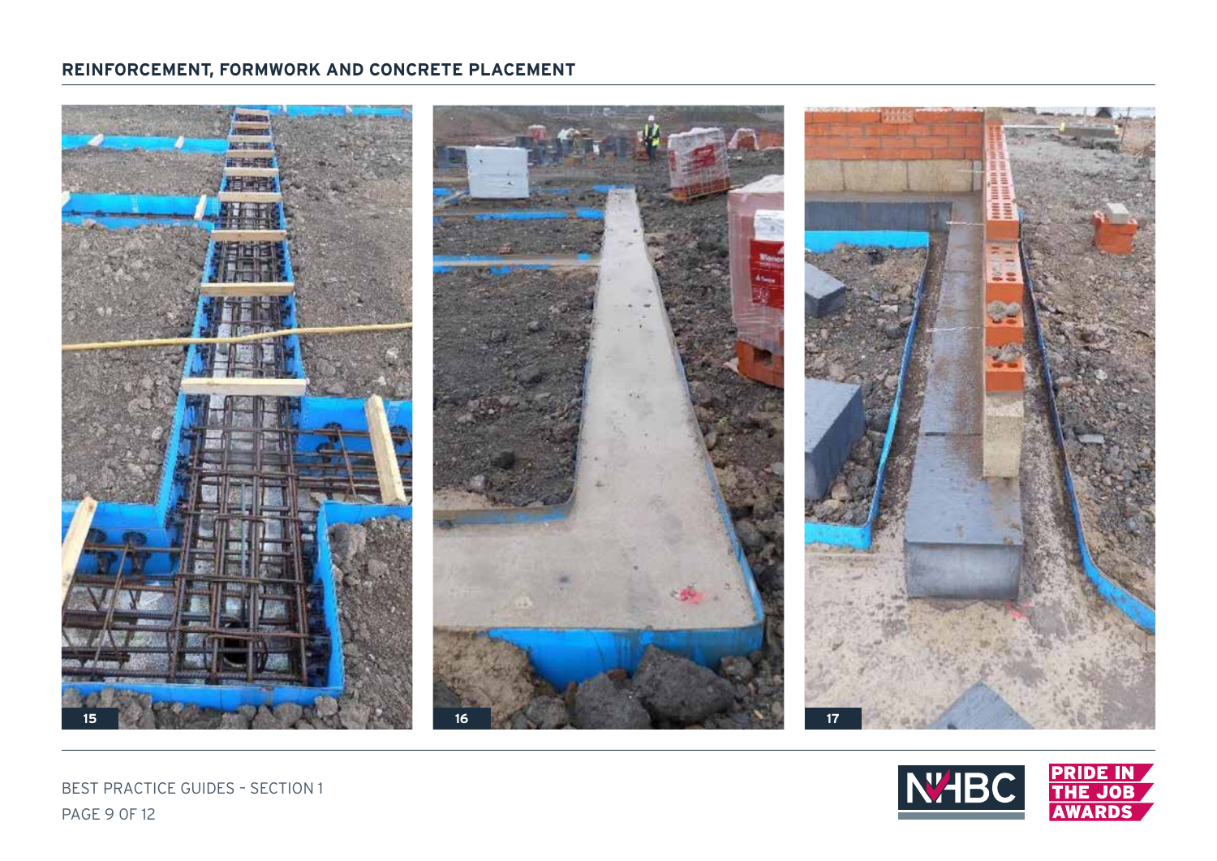## REINFORCEMENT, FORMWORK AND CONCRETE PLACEMENT

15

16

17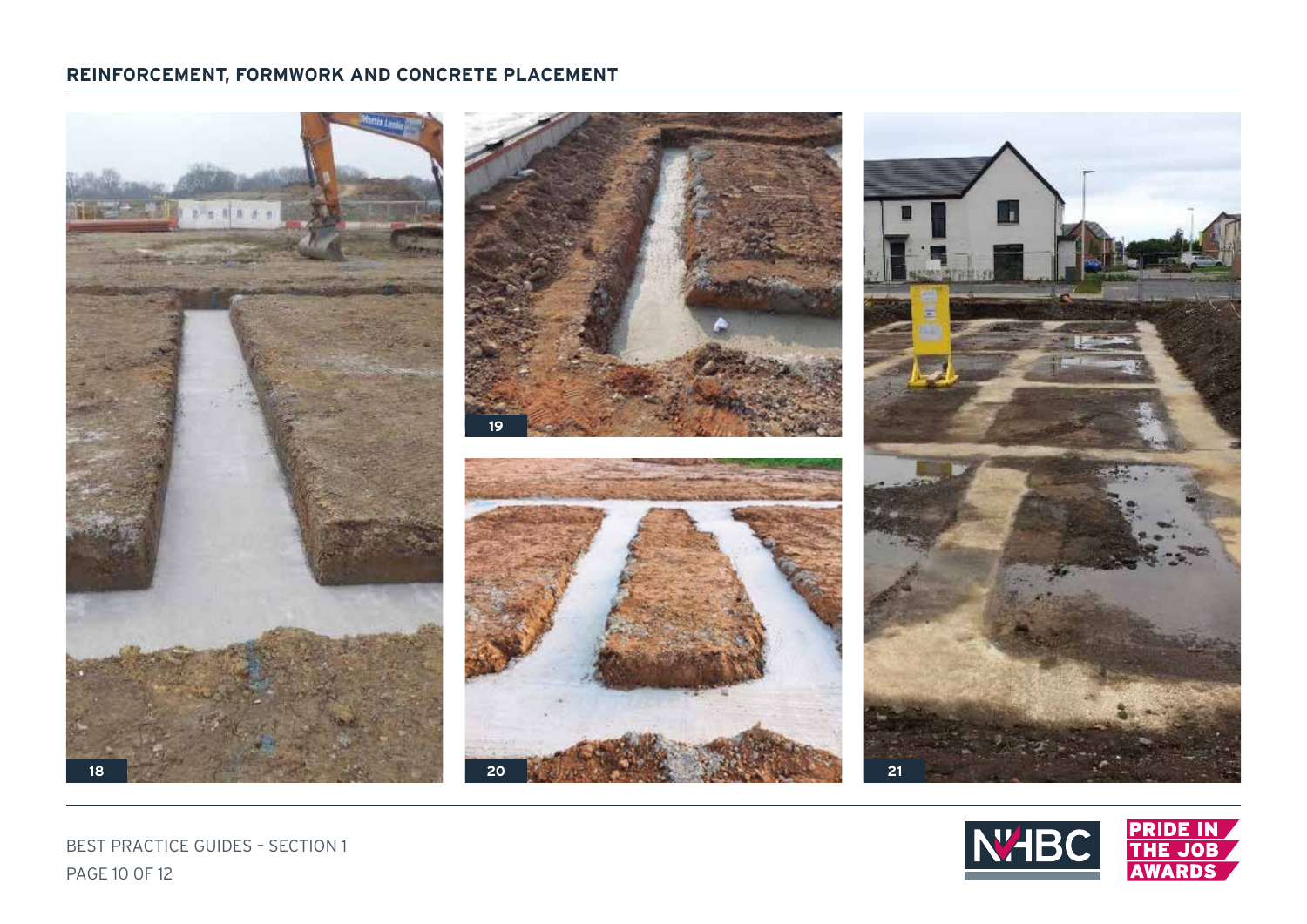## REINFORCEMENT, FORMWORK AND CONCRETE PLACEMENT

18

19

20

21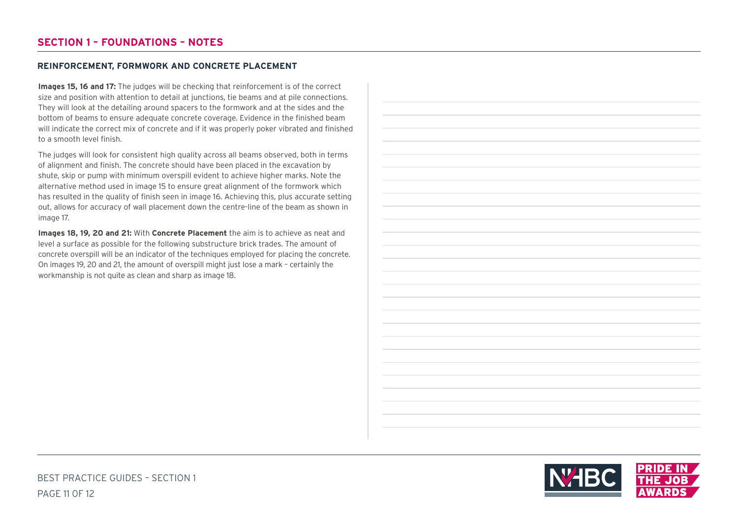## SECTION 1 – FOUNDATIONS – NOTES

### REINFORCEMENT, FORMWORK AND CONCRETE PLACEMENT

**Images 15, 16 and 17:** The judges will be checking that reinforcement is of the correct size and position with attention to detail at junctions, tie beams and at pile connections. They will look at the detailing around spacers to the formwork and at the sides and the bottom of beams to ensure adequate concrete coverage. Evidence in the finished beam will indicate the correct mix of concrete and if it was properly poker vibrated and finished to a smooth level finish.

The judges will look for consistent high quality across all beams observed, both in terms of alignment and finish. The concrete should have been placed in the excavation by shute, skip or pump with minimum overspill evident to achieve higher marks. Note the alternative method used in image 15 to ensure great alignment of the formwork which has resulted in the quality of finish seen in image 16. Achieving this, plus accurate setting out, allows for accuracy of wall placement down the centre-line of the beam as shown in image 17.

**Images 18, 19, 20 and 21:** With **Concrete Placement** the aim is to achieve as neat and level a surface as possible for the following substructure brick trades. The amount of concrete overspill will be an indicator of the techniques employed for placing the concrete. On images 19, 20 and 21, the amount of overspill might just lose a mark – certainly the workmanship is not quite as clean and sharp as image 18.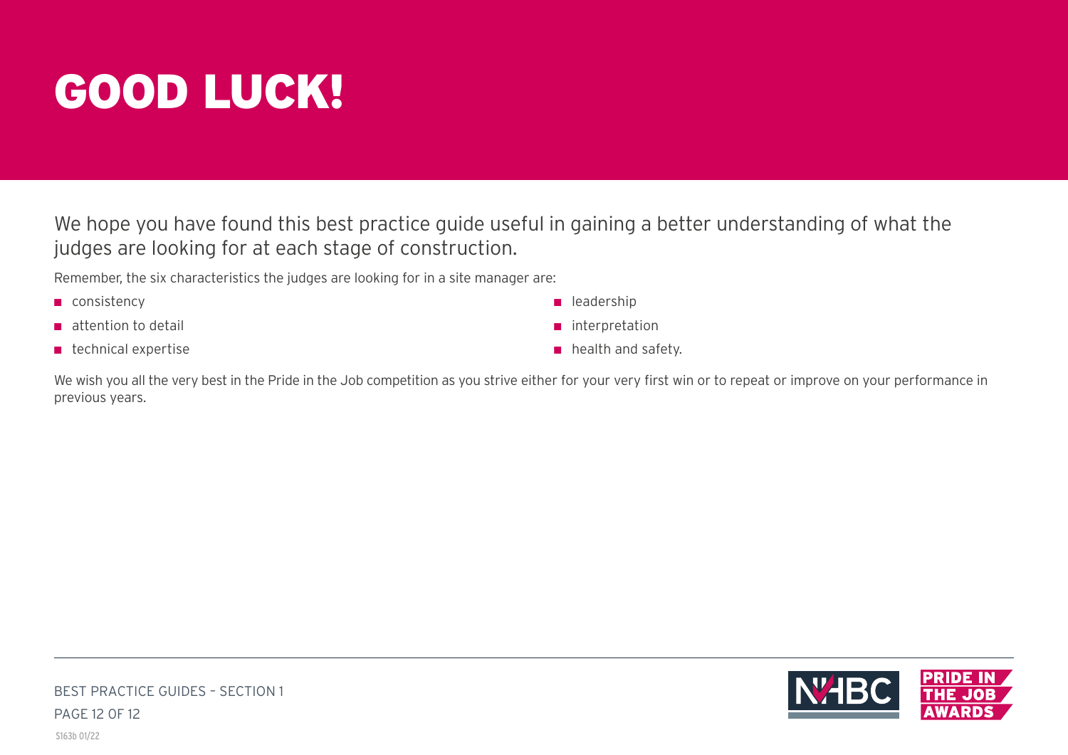# GOOD LUCK!

We hope you have found this best practice guide useful in gaining a better understanding of what the judges are looking for at each stage of construction.

Remember, the six characteristics the judges are looking for in a site manager are:

- consistency
- attention to detail
- technical expertise
- leadership
- interpretation
- health and safety.

We wish you all the very best in the Pride in the Job competition as you strive either for your very first win or to repeat or improve on your performance in previous years.

S163b 01/22